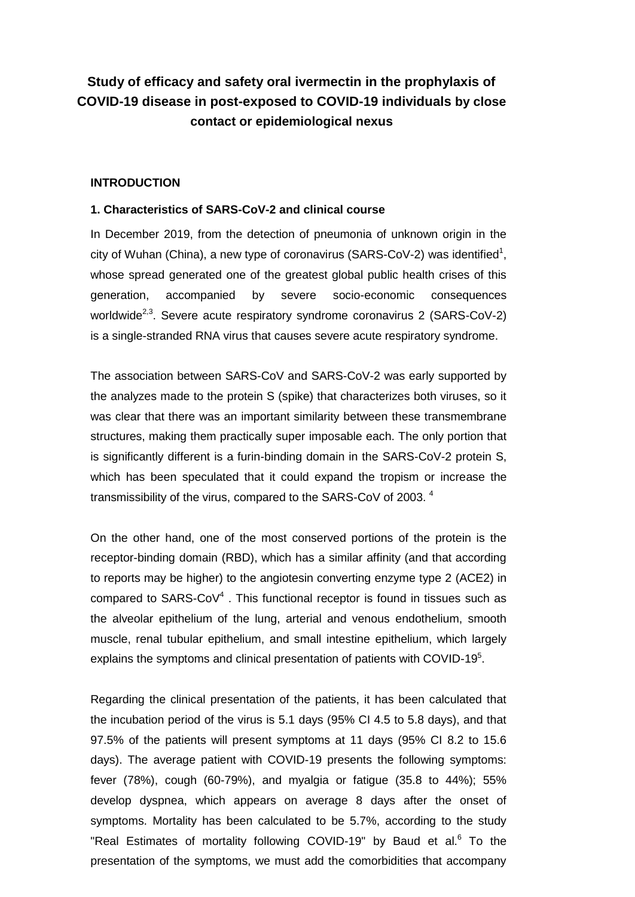# Study of efficacy and safety oral ivermectin in the prophylaxis of COVID-19 disease in post-exposed to COVID-19 individuals by close contact or epidemiological nexus

## INTRODUCTION

### 1. Characteristics of SARS-CoV-2 and clinical course

In December 2019, from the detection of pneumonia of unknown origin in the city of Wuhan (China), a new type of coronavirus (SARS-CoV-2) was identified[1], whose spread generated one of the greatest global public health crises of this generation, accompanied by severe socio-economic consequences worldwide[2,3]. Severe acute respiratory syndrome coronavirus 2 (SARS-CoV-2) is a single-stranded RNA virus that causes severe acute respiratory syndrome.

The association between SARS-CoV and SARS-CoV-2 was early supported by the analyzes made to the protein S (spike) that characterizes both viruses, so it was clear that there was an important similarity between these transmembrane structures, making them practically super imposable each. The only portion that is significantly different is a furin-binding domain in the SARS-CoV-2 protein S, which has been speculated that it could expand the tropism or increase the transmissibility of the virus, compared to the SARS-CoV of 2003. [4]

On the other hand, one of the most conserved portions of the protein is the receptor-binding domain (RBD), which has a similar affinity (and that according to reports may be higher) to the angiotesin converting enzyme type 2 (ACE2) in compared to SARS-CoV[4] . This functional receptor is found in tissues such as the alveolar epithelium of the lung, arterial and venous endothelium, smooth muscle, renal tubular epithelium, and small intestine epithelium, which largely explains the symptoms and clinical presentation of patients with COVID-19[5].

Regarding the clinical presentation of the patients, it has been calculated that the incubation period of the virus is 5.1 days (95% CI 4.5 to 5.8 days), and that 97.5% of the patients will present symptoms at 11 days (95% CI 8.2 to 15.6 days). The average patient with COVID-19 presents the following symptoms: fever (78%), cough (60-79%), and myalgia or fatigue (35.8 to 44%); 55% develop dyspnea, which appears on average 8 days after the onset of symptoms. Mortality has been calculated to be 5.7%, according to the study "Real Estimates of mortality following COVID-19" by Baud et al.[6] To the presentation of the symptoms, we must add the comorbidities that accompany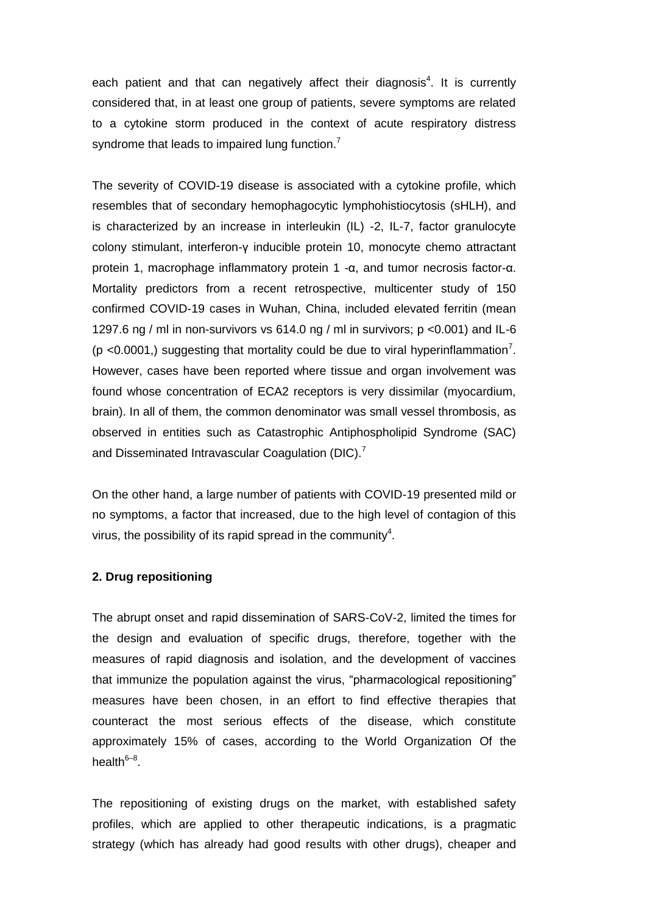each patient and that can negatively affect their diagnosis[4]. It is currently considered that, in at least one group of patients, severe symptoms are related to a cytokine storm produced in the context of acute respiratory distress syndrome that leads to impaired lung function.[7]

The severity of COVID-19 disease is associated with a cytokine profile, which resembles that of secondary hemophagocytic lymphohistiocytosis (sHLH), and is characterized by an increase in interleukin (IL) -2, IL-7, factor granulocyte colony stimulant, interferon-γ inducible protein 10, monocyte chemo attractant protein 1, macrophage inflammatory protein 1 -α, and tumor necrosis factor-α. Mortality predictors from a recent retrospective, multicenter study of 150 confirmed COVID-19 cases in Wuhan, China, included elevated ferritin (mean 1297.6 ng / ml in non-survivors vs 614.0 ng / ml in survivors; $p < 0.001$) and IL-6 ($p < 0.0001$,) suggesting that mortality could be due to viral hyperinflammation[7]. However, cases have been reported where tissue and organ involvement was found whose concentration of ECA2 receptors is very dissimilar (myocardium, brain). In all of them, the common denominator was small vessel thrombosis, as observed in entities such as Catastrophic Antiphospholipid Syndrome (SAC) and Disseminated Intravascular Coagulation (DIC).[7]

On the other hand, a large number of patients with COVID-19 presented mild or no symptoms, a factor that increased, due to the high level of contagion of this virus, the possibility of its rapid spread in the community[4].

## 2. Drug repositioning

The abrupt onset and rapid dissemination of SARS-CoV-2, limited the times for the design and evaluation of specific drugs, therefore, together with the measures of rapid diagnosis and isolation, and the development of vaccines that immunize the population against the virus, "pharmacological repositioning" measures have been chosen, in an effort to find effective therapies that counteract the most serious effects of the disease, which constitute approximately 15% of cases, according to the World Organization Of the health[6–8].

The repositioning of existing drugs on the market, with established safety profiles, which are applied to other therapeutic indications, is a pragmatic strategy (which has already had good results with other drugs), cheaper and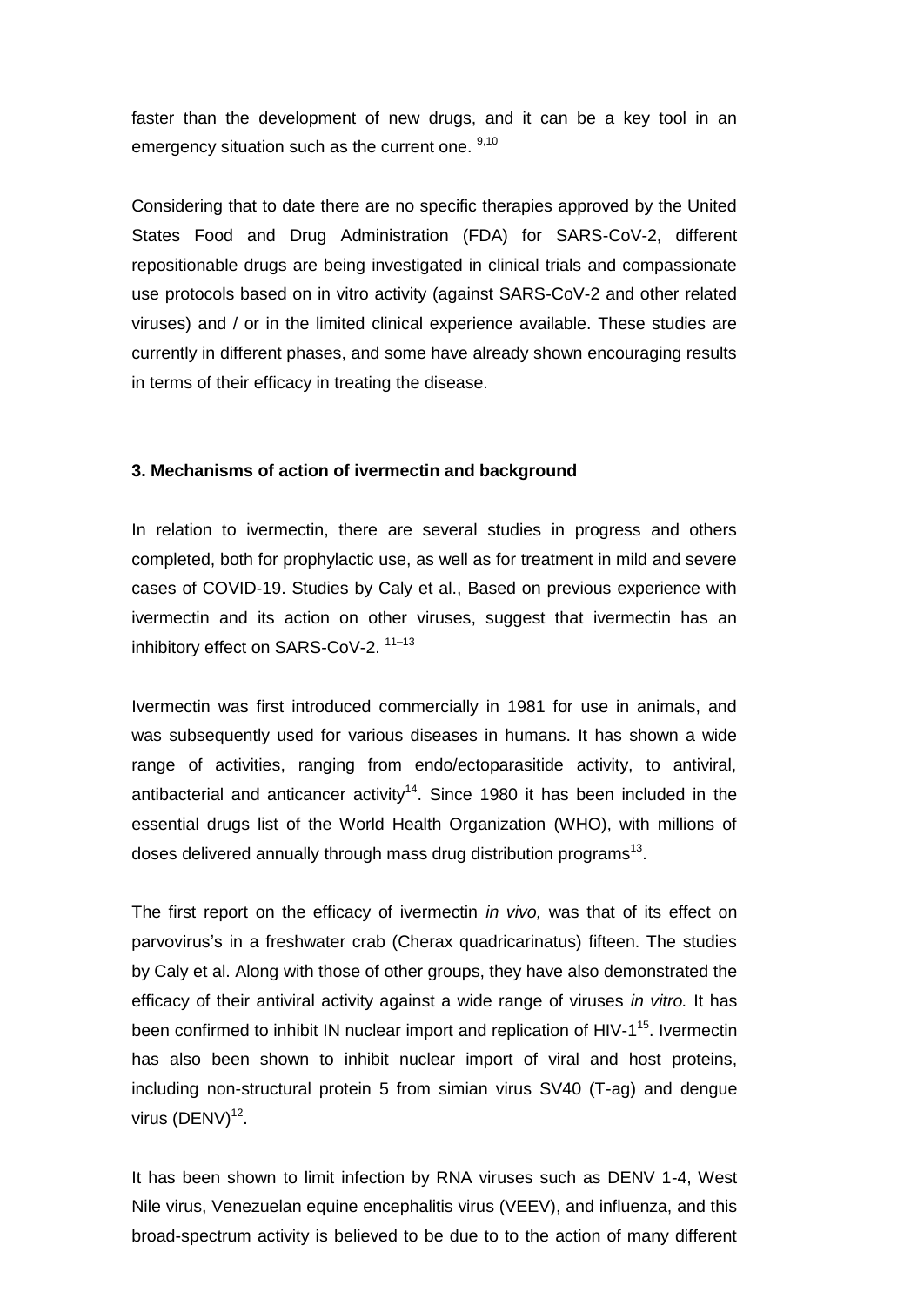faster than the development of new drugs, and it can be a key tool in an emergency situation such as the current one. [9,10]

Considering that to date there are no specific therapies approved by the United States Food and Drug Administration (FDA) for SARS-CoV-2, different repositionable drugs are being investigated in clinical trials and compassionate use protocols based on in vitro activity (against SARS-CoV-2 and other related viruses) and / or in the limited clinical experience available. These studies are currently in different phases, and some have already shown encouraging results in terms of their efficacy in treating the disease.

### 3. Mechanisms of action of ivermectin and background

In relation to ivermectin, there are several studies in progress and others completed, both for prophylactic use, as well as for treatment in mild and severe cases of COVID-19. Studies by Caly et al., Based on previous experience with ivermectin and its action on other viruses, suggest that ivermectin has an inhibitory effect on SARS-CoV-2. [11–13]

Ivermectin was first introduced commercially in 1981 for use in animals, and was subsequently used for various diseases in humans. It has shown a wide range of activities, ranging from endo/ectoparasitide activity, to antiviral, antibacterial and anticancer activity[14]. Since 1980 it has been included in the essential drugs list of the World Health Organization (WHO), with millions of doses delivered annually through mass drug distribution programs[13].

The first report on the efficacy of ivermectin *in vivo,* was that of its effect on parvovirus's in a freshwater crab (Cherax quadricarinatus) fifteen. The studies by Caly et al. Along with those of other groups, they have also demonstrated the efficacy of their antiviral activity against a wide range of viruses *in vitro.* It has been confirmed to inhibit IN nuclear import and replication of HIV-1[15]. Ivermectin has also been shown to inhibit nuclear import of viral and host proteins, including non-structural protein 5 from simian virus SV40 (T-ag) and dengue virus (DENV)[12].

It has been shown to limit infection by RNA viruses such as DENV 1-4, West Nile virus, Venezuelan equine encephalitis virus (VEEV), and influenza, and this broad-spectrum activity is believed to be due to to the action of many different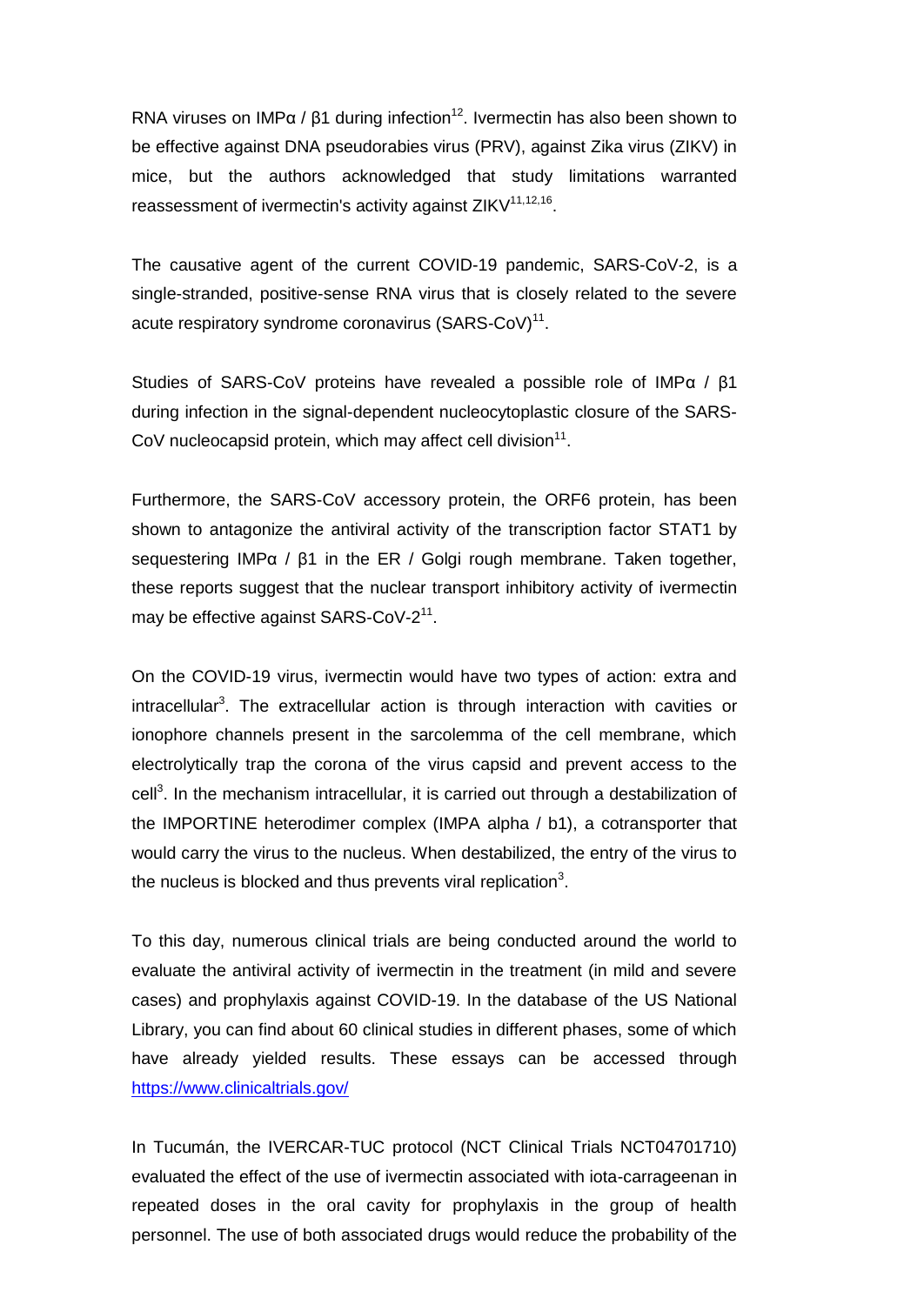RNA viruses on IMPα / β1 during infection[12]. Ivermectin has also been shown to be effective against DNA pseudorabies virus (PRV), against Zika virus (ZIKV) in mice, but the authors acknowledged that study limitations warranted reassessment of ivermectin's activity against ZIKV[11,12,16].

The causative agent of the current COVID-19 pandemic, SARS-CoV-2, is a single-stranded, positive-sense RNA virus that is closely related to the severe acute respiratory syndrome coronavirus (SARS-CoV)[11].

Studies of SARS-CoV proteins have revealed a possible role of IMPα / β1 during infection in the signal-dependent nucleocytoplastic closure of the SARS-CoV nucleocapsid protein, which may affect cell division[11].

Furthermore, the SARS-CoV accessory protein, the ORF6 protein, has been shown to antagonize the antiviral activity of the transcription factor STAT1 by sequestering IMPα / β1 in the ER / Golgi rough membrane. Taken together, these reports suggest that the nuclear transport inhibitory activity of ivermectin may be effective against SARS-CoV-2[11].

On the COVID-19 virus, ivermectin would have two types of action: extra and intracellular[3]. The extracellular action is through interaction with cavities or ionophore channels present in the sarcolemma of the cell membrane, which electrolytically trap the corona of the virus capsid and prevent access to the cell[3]. In the mechanism intracellular, it is carried out through a destabilization of the IMPORTINE heterodimer complex (IMPA alpha / b1), a cotransporter that would carry the virus to the nucleus. When destabilized, the entry of the virus to the nucleus is blocked and thus prevents viral replication[3].

To this day, numerous clinical trials are being conducted around the world to evaluate the antiviral activity of ivermectin in the treatment (in mild and severe cases) and prophylaxis against COVID-19. In the database of the US National Library, you can find about 60 clinical studies in different phases, some of which have already yielded results. These essays can be accessed through https://www.clinicaltrials.gov/

In Tucumán, the IVERCAR-TUC protocol (NCT Clinical Trials NCT04701710) evaluated the effect of the use of ivermectin associated with iota-carrageenan in repeated doses in the oral cavity for prophylaxis in the group of health personnel. The use of both associated drugs would reduce the probability of the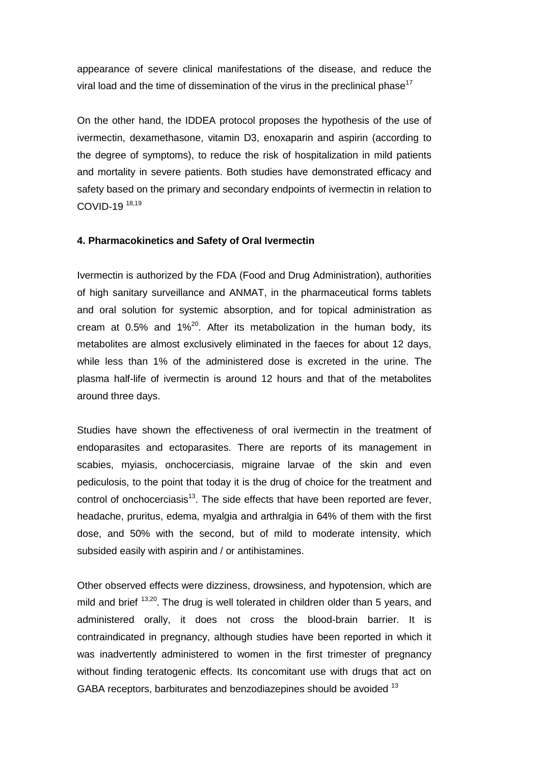appearance of severe clinical manifestations of the disease, and reduce the viral load and the time of dissemination of the virus in the preclinical phase[17]

On the other hand, the IDDEA protocol proposes the hypothesis of the use of ivermectin, dexamethasone, vitamin D3, enoxaparin and aspirin (according to the degree of symptoms), to reduce the risk of hospitalization in mild patients and mortality in severe patients. Both studies have demonstrated efficacy and safety based on the primary and secondary endpoints of ivermectin in relation to COVID-19 [18,19]

#### 4. Pharmacokinetics and Safety of Oral Ivermectin

Ivermectin is authorized by the FDA (Food and Drug Administration), authorities of high sanitary surveillance and ANMAT, in the pharmaceutical forms tablets and oral solution for systemic absorption, and for topical administration as cream at 0.5% and 1%[20]. After its metabolization in the human body, its metabolites are almost exclusively eliminated in the faeces for about 12 days, while less than 1% of the administered dose is excreted in the urine. The plasma half-life of ivermectin is around 12 hours and that of the metabolites around three days.

Studies have shown the effectiveness of oral ivermectin in the treatment of endoparasites and ectoparasites. There are reports of its management in scabies, myiasis, onchocerciasis, migraine larvae of the skin and even pediculosis, to the point that today it is the drug of choice for the treatment and control of onchocerciasis[13]. The side effects that have been reported are fever, headache, pruritus, edema, myalgia and arthralgia in 64% of them with the first dose, and 50% with the second, but of mild to moderate intensity, which subsided easily with aspirin and / or antihistamines.

Other observed effects were dizziness, drowsiness, and hypotension, which are mild and brief [13,20]. The drug is well tolerated in children older than 5 years, and administered orally, it does not cross the blood-brain barrier. It is contraindicated in pregnancy, although studies have been reported in which it was inadvertently administered to women in the first trimester of pregnancy without finding teratogenic effects. Its concomitant use with drugs that act on GABA receptors, barbiturates and benzodiazepines should be avoided [13]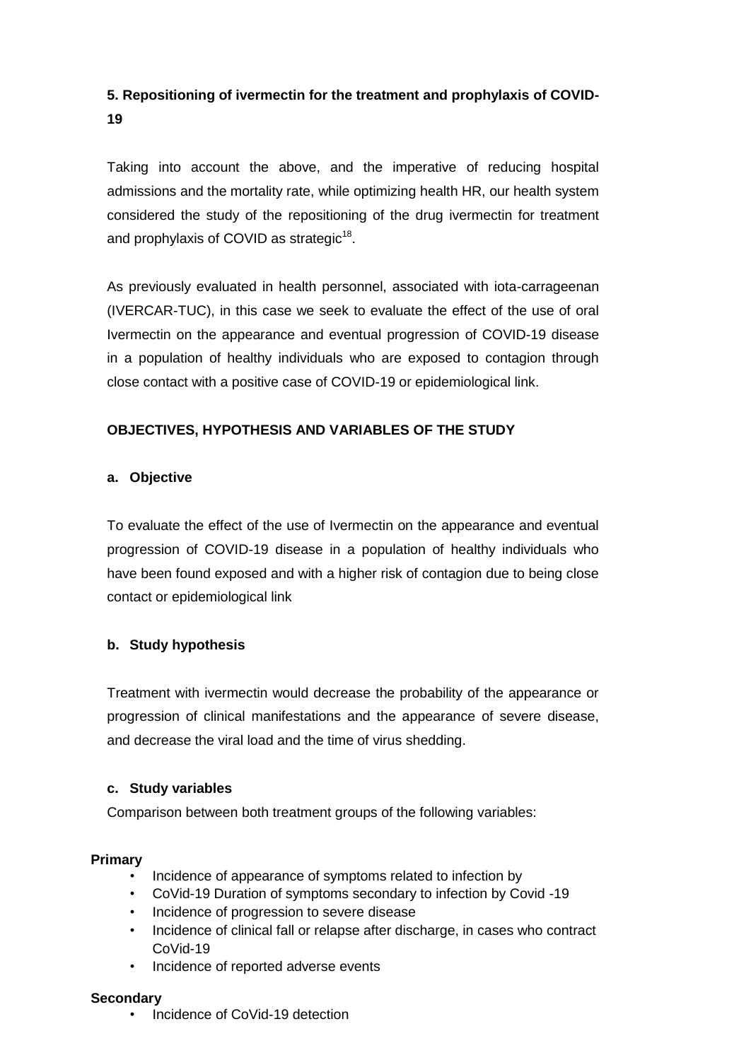## 5. Repositioning of ivermectin for the treatment and prophylaxis of COVID-19

Taking into account the above, and the imperative of reducing hospital admissions and the mortality rate, while optimizing health HR, our health system considered the study of the repositioning of the drug ivermectin for treatment and prophylaxis of COVID as strategic[18].

As previously evaluated in health personnel, associated with iota-carrageenan (IVERCAR-TUC), in this case we seek to evaluate the effect of the use of oral Ivermectin on the appearance and eventual progression of COVID-19 disease in a population of healthy individuals who are exposed to contagion through close contact with a positive case of COVID-19 or epidemiological link.

### OBJECTIVES, HYPOTHESIS AND VARIABLES OF THE STUDY

#### a. Objective

To evaluate the effect of the use of Ivermectin on the appearance and eventual progression of COVID-19 disease in a population of healthy individuals who have been found exposed and with a higher risk of contagion due to being close contact or epidemiological link

#### b. Study hypothesis

Treatment with ivermectin would decrease the probability of the appearance or progression of clinical manifestations and the appearance of severe disease, and decrease the viral load and the time of virus shedding.

#### c. Study variables

Comparison between both treatment groups of the following variables:

**Primary**

- Incidence of appearance of symptoms related to infection by
- CoVid-19 Duration of symptoms secondary to infection by Covid -19
- Incidence of progression to severe disease
- Incidence of clinical fall or relapse after discharge, in cases who contract CoVid-19
- Incidence of reported adverse events

**Secondary**

- Incidence of CoVid-19 detection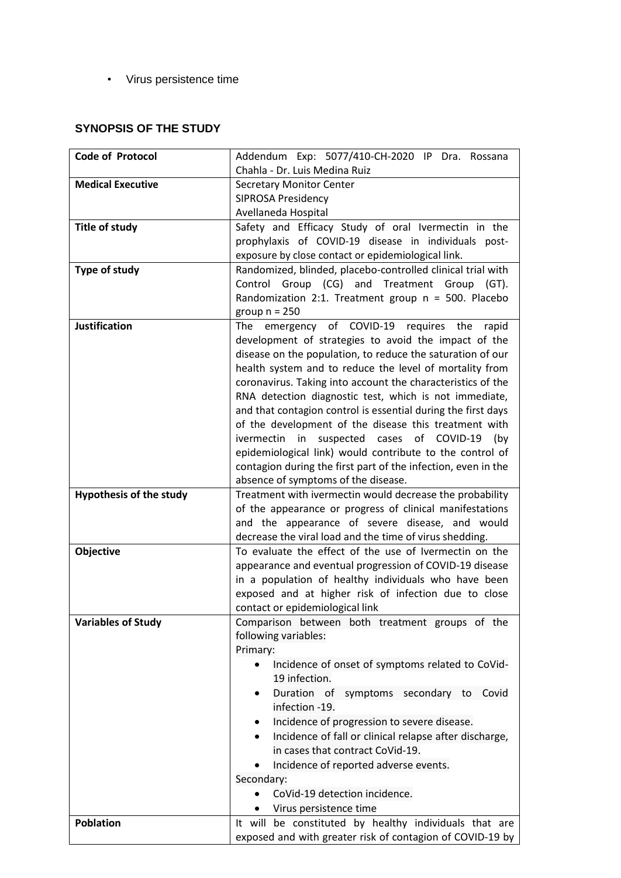- Virus persistence time

### SYNOPSIS OF THE STUDY

| **Code of Protocol** | Addendum Exp: 5077/410-CH-2020 IP Dra. Rossana Chahla - Dr. Luis Medina Ruiz |
|---|---|
| **Medical Executive** | Secretary Monitor Center<br>SIPROSA Presidency<br>Avellaneda Hospital |
| **Title of study** | Safety and Efficacy Study of oral Ivermectin in the prophylaxis of COVID-19 disease in individuals post-exposure by close contact or epidemiological link. |
| **Type of study** | Randomized, blinded, placebo-controlled clinical trial with Control Group (CG) and Treatment Group (GT). Randomization 2:1. Treatment group n = 500. Placebo group n = 250 |
| **Justification** | The emergency of COVID-19 requires the rapid development of strategies to avoid the impact of the disease on the population, to reduce the saturation of our health system and to reduce the level of mortality from coronavirus. Taking into account the characteristics of the RNA detection diagnostic test, which is not immediate, and that contagion control is essential during the first days of the development of the disease this treatment with ivermectin in suspected cases of COVID-19 (by epidemiological link) would contribute to the control of contagion during the first part of the infection, even in the absence of symptoms of the disease. |
| **Hypothesis of the study** | Treatment with ivermectin would decrease the probability of the appearance or progress of clinical manifestations and the appearance of severe disease, and would decrease the viral load and the time of virus shedding. |
| **Objective** | To evaluate the effect of the use of Ivermectin on the appearance and eventual progression of COVID-19 disease in a population of healthy individuals who have been exposed and at higher risk of infection due to close contact or epidemiological link |
| **Variables of Study** | Comparison between both treatment groups of the following variables:<br>Primary:<br>• Incidence of onset of symptoms related to CoVid-19 infection.<br>• Duration of symptoms secondary to Covid infection -19.<br>• Incidence of progression to severe disease.<br>• Incidence of fall or clinical relapse after discharge, in cases that contract CoVid-19.<br>• Incidence of reported adverse events.<br>Secondary:<br>• CoVid-19 detection incidence.<br>• Virus persistence time |
| **Poblation** | It will be constituted by healthy individuals that are exposed and with greater risk of contagion of COVID-19 by |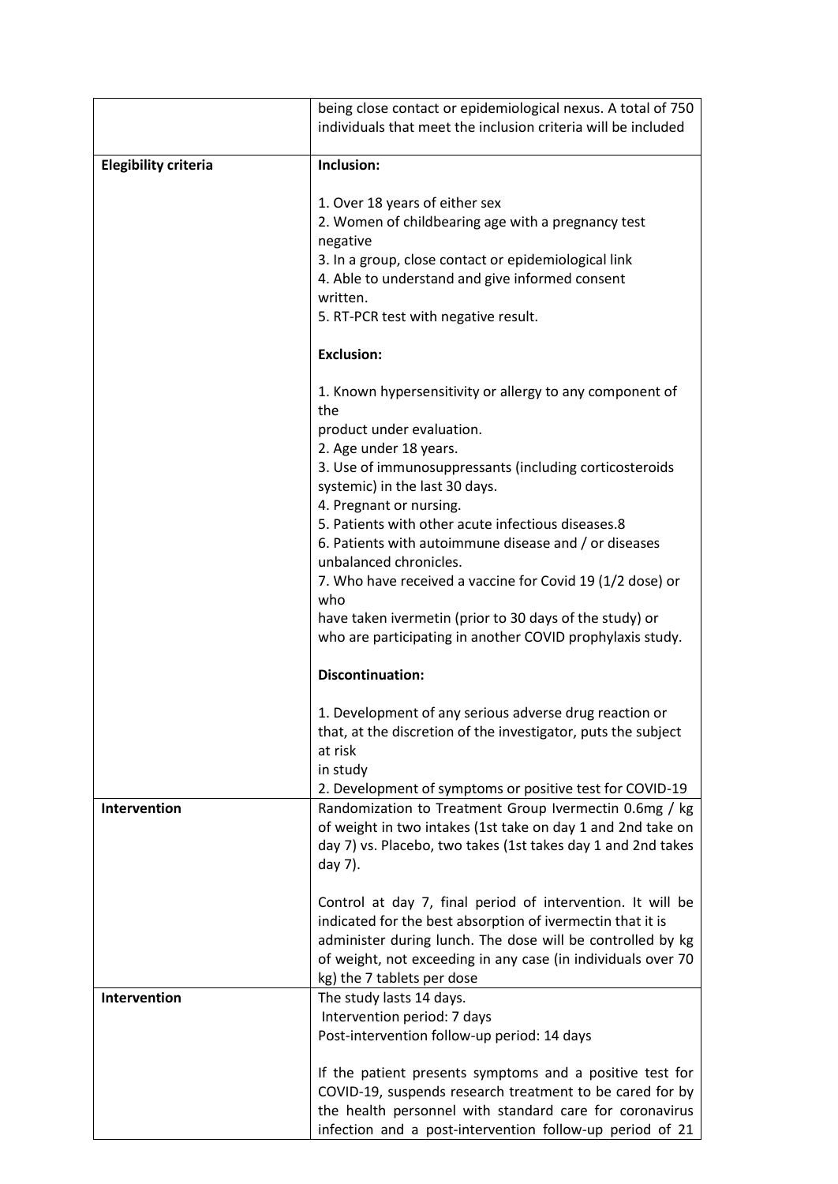| | |
|---|---|
| | being close contact or epidemiological nexus. A total of 750 individuals that meet the inclusion criteria will be included |
| **Elegibility criteria** | **Inclusion:**<br><br>1. Over 18 years of either sex<br>2. Women of childbearing age with a pregnancy test negative<br>3. In a group, close contact or epidemiological link<br>4. Able to understand and give informed consent written.<br>5. RT-PCR test with negative result.<br><br>**Exclusion:**<br><br>1. Known hypersensitivity or allergy to any component of the product under evaluation.<br>2. Age under 18 years.<br>3. Use of immunosuppressants (including corticosteroids systemic) in the last 30 days.<br>4. Pregnant or nursing.<br>5. Patients with other acute infectious diseases.8<br>6. Patients with autoimmune disease and / or diseases unbalanced chronicles.<br>7. Who have received a vaccine for Covid 19 (1/2 dose) or who have taken ivermetin (prior to 30 days of the study) or who are participating in another COVID prophylaxis study.<br><br>**Discontinuation:**<br><br>1. Development of any serious adverse drug reaction or that, at the discretion of the investigator, puts the subject at risk in study<br>2. Development of symptoms or positive test for COVID-19 |
| **Intervention** | Randomization to Treatment Group Ivermectin 0.6mg / kg of weight in two intakes (1st take on day 1 and 2nd take on day 7) vs. Placebo, two takes (1st takes day 1 and 2nd takes day 7).<br><br>Control at day 7, final period of intervention. It will be indicated for the best absorption of ivermectin that it is administer during lunch. The dose will be controlled by kg of weight, not exceeding in any case (in individuals over 70 kg) the 7 tablets per dose |
| **Intervention** | The study lasts 14 days.<br>Intervention period: 7 days<br>Post-intervention follow-up period: 14 days<br><br>If the patient presents symptoms and a positive test for COVID-19, suspends research treatment to be cared for by the health personnel with standard care for coronavirus infection and a post-intervention follow-up period of 21 |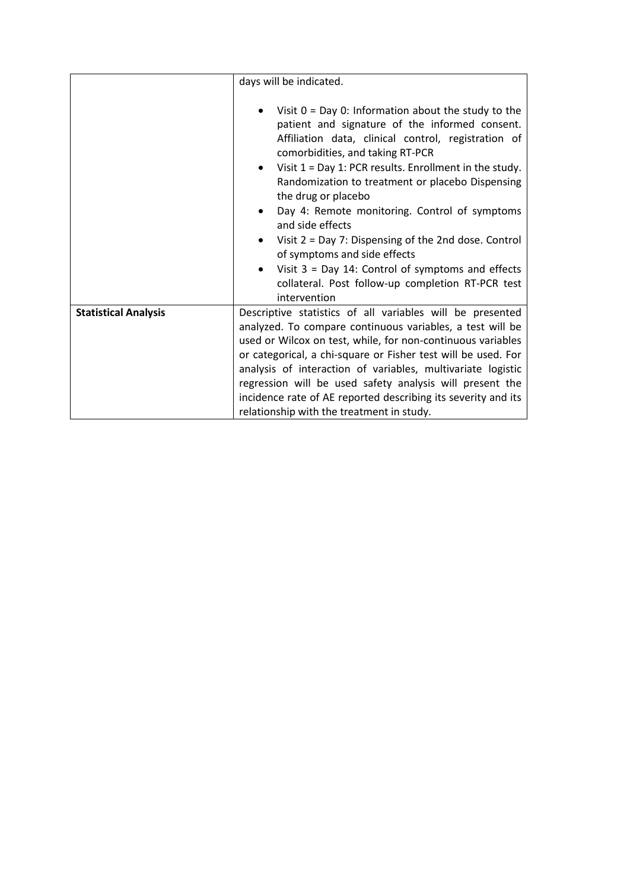| | |
|---|---|
| | days will be indicated.<br><br>• Visit 0 = Day 0: Information about the study to the patient and signature of the informed consent. Affiliation data, clinical control, registration of comorbidities, and taking RT-PCR<br>• Visit 1 = Day 1: PCR results. Enrollment in the study. Randomization to treatment or placebo Dispensing the drug or placebo<br>• Day 4: Remote monitoring. Control of symptoms and side effects<br>• Visit 2 = Day 7: Dispensing of the 2nd dose. Control of symptoms and side effects<br>• Visit 3 = Day 14: Control of symptoms and effects collateral. Post follow-up completion RT-PCR test intervention |
| **Statistical Analysis** | Descriptive statistics of all variables will be presented analyzed. To compare continuous variables, a test will be used or Wilcox on test, while, for non-continuous variables or categorical, a chi-square or Fisher test will be used. For analysis of interaction of variables, multivariate logistic regression will be used safety analysis will present the incidence rate of AE reported describing its severity and its relationship with the treatment in study. |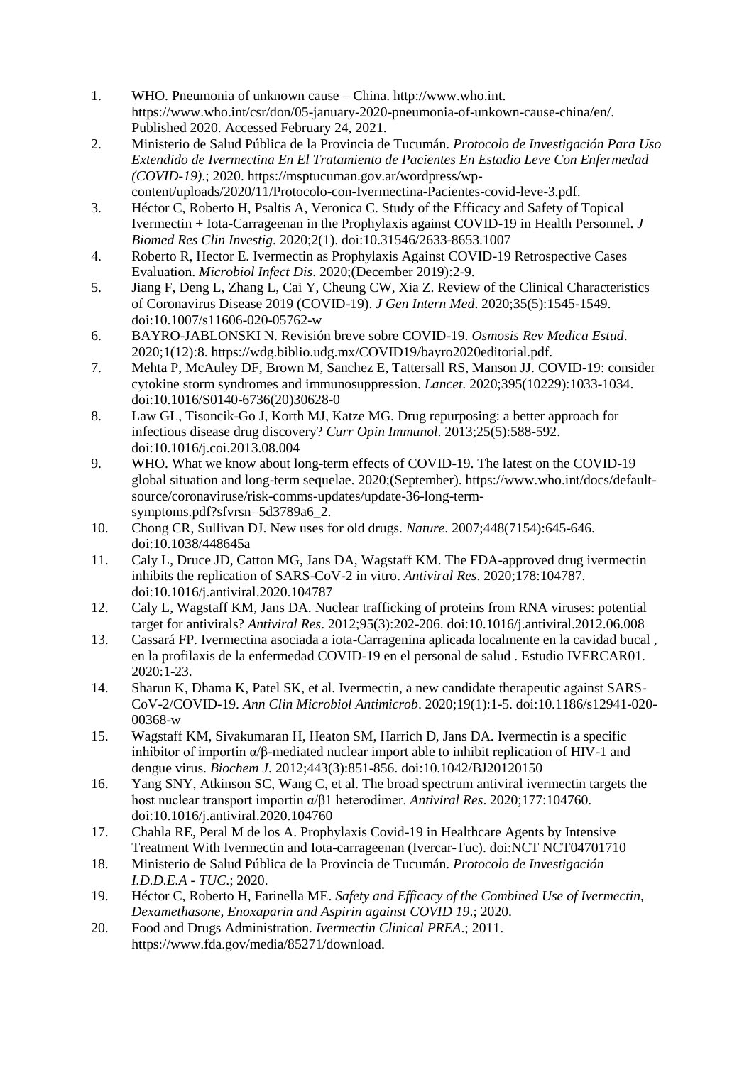1. WHO. Pneumonia of unknown cause – China. http://www.who.int. https://www.who.int/csr/don/05-january-2020-pneumonia-of-unkown-cause-china/en/. Published 2020. Accessed February 24, 2021.
2. Ministerio de Salud Pública de la Provincia de Tucumán. *Protocolo de Investigación Para Uso Extendido de Ivermectina En El Tratamiento de Pacientes En Estadio Leve Con Enfermedad (COVID-19)*.; 2020. https://msptucuman.gov.ar/wordpress/wp-content/uploads/2020/11/Protocolo-con-Ivermectina-Pacientes-covid-leve-3.pdf.
3. Héctor C, Roberto H, Psaltis A, Veronica C. Study of the Efficacy and Safety of Topical Ivermectin + Iota-Carrageenan in the Prophylaxis against COVID-19 in Health Personnel. *J Biomed Res Clin Investig*. 2020;2(1). doi:10.31546/2633-8653.1007
4. Roberto R, Hector E. Ivermectin as Prophylaxis Against COVID-19 Retrospective Cases Evaluation. *Microbiol Infect Dis*. 2020;(December 2019):2-9.
5. Jiang F, Deng L, Zhang L, Cai Y, Cheung CW, Xia Z. Review of the Clinical Characteristics of Coronavirus Disease 2019 (COVID-19). *J Gen Intern Med*. 2020;35(5):1545-1549. doi:10.1007/s11606-020-05762-w
6. BAYRO-JABLONSKI N. Revisión breve sobre COVID-19. *Osmosis Rev Medica Estud*. 2020;1(12):8. https://wdg.biblio.udg.mx/COVID19/bayro2020editorial.pdf.
7. Mehta P, McAuley DF, Brown M, Sanchez E, Tattersall RS, Manson JJ. COVID-19: consider cytokine storm syndromes and immunosuppression. *Lancet*. 2020;395(10229):1033-1034. doi:10.1016/S0140-6736(20)30628-0
8. Law GL, Tisoncik-Go J, Korth MJ, Katze MG. Drug repurposing: a better approach for infectious disease drug discovery? *Curr Opin Immunol*. 2013;25(5):588-592. doi:10.1016/j.coi.2013.08.004
9. WHO. What we know about long-term effects of COVID-19. The latest on the COVID-19 global situation and long-term sequelae. 2020;(September). https://www.who.int/docs/default-source/coronaviruse/risk-comms-updates/update-36-long-term-symptoms.pdf?sfvrsn=5d3789a6_2.
10. Chong CR, Sullivan DJ. New uses for old drugs. *Nature*. 2007;448(7154):645-646. doi:10.1038/448645a
11. Caly L, Druce JD, Catton MG, Jans DA, Wagstaff KM. The FDA-approved drug ivermectin inhibits the replication of SARS-CoV-2 in vitro. *Antiviral Res*. 2020;178:104787. doi:10.1016/j.antiviral.2020.104787
12. Caly L, Wagstaff KM, Jans DA. Nuclear trafficking of proteins from RNA viruses: potential target for antivirals? *Antiviral Res*. 2012;95(3):202-206. doi:10.1016/j.antiviral.2012.06.008
13. Cassará FP. Ivermectina asociada a iota-Carragenina aplicada localmente en la cavidad bucal , en la profilaxis de la enfermedad COVID-19 en el personal de salud . Estudio IVERCAR01. 2020:1-23.
14. Sharun K, Dhama K, Patel SK, et al. Ivermectin, a new candidate therapeutic against SARS-CoV-2/COVID-19. *Ann Clin Microbiol Antimicrob*. 2020;19(1):1-5. doi:10.1186/s12941-020-00368-w
15. Wagstaff KM, Sivakumaran H, Heaton SM, Harrich D, Jans DA. Ivermectin is a specific inhibitor of importin α/β-mediated nuclear import able to inhibit replication of HIV-1 and dengue virus. *Biochem J*. 2012;443(3):851-856. doi:10.1042/BJ20120150
16. Yang SNY, Atkinson SC, Wang C, et al. The broad spectrum antiviral ivermectin targets the host nuclear transport importin α/β1 heterodimer. *Antiviral Res*. 2020;177:104760. doi:10.1016/j.antiviral.2020.104760
17. Chahla RE, Peral M de los A. Prophylaxis Covid-19 in Healthcare Agents by Intensive Treatment With Ivermectin and Iota-carrageenan (Ivercar-Tuc). doi:NCT NCT04701710
18. Ministerio de Salud Pública de la Provincia de Tucumán. *Protocolo de Investigación I.D.D.E.A - TUC*.; 2020.
19. Héctor C, Roberto H, Farinella ME. *Safety and Efficacy of the Combined Use of Ivermectin, Dexamethasone, Enoxaparin and Aspirin against COVID 19*.; 2020.
20. Food and Drugs Administration. *Ivermectin Clinical PREA*.; 2011. https://www.fda.gov/media/85271/download.